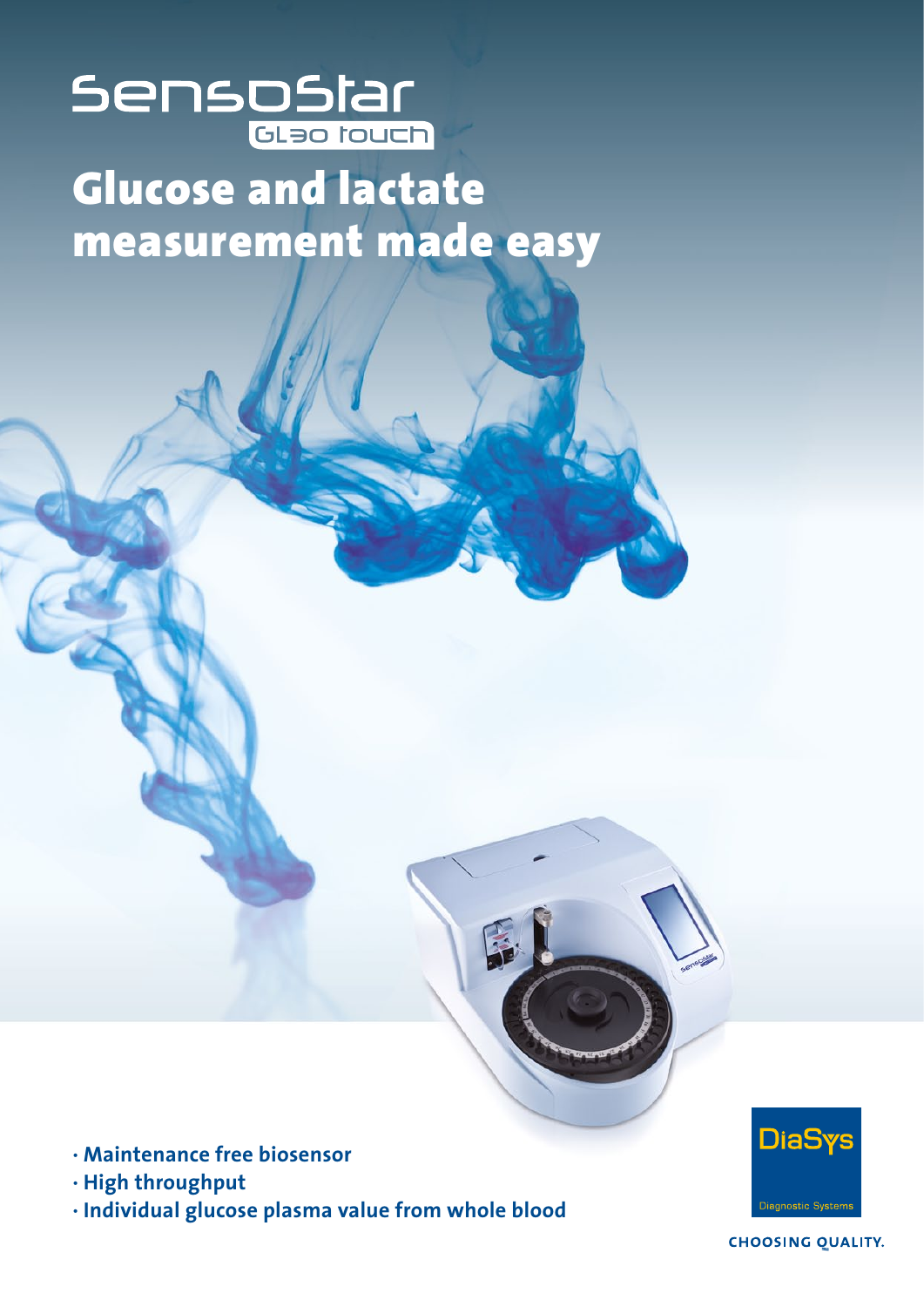# SensoStar GL30 touch

## Glucose and lactate measurement made easy

- Maintenance free biosensor
- High throughput
- Individual glucose plasma value from whole blood

DiaSys
Diagnostic Systems

CHOOSING QUALITY.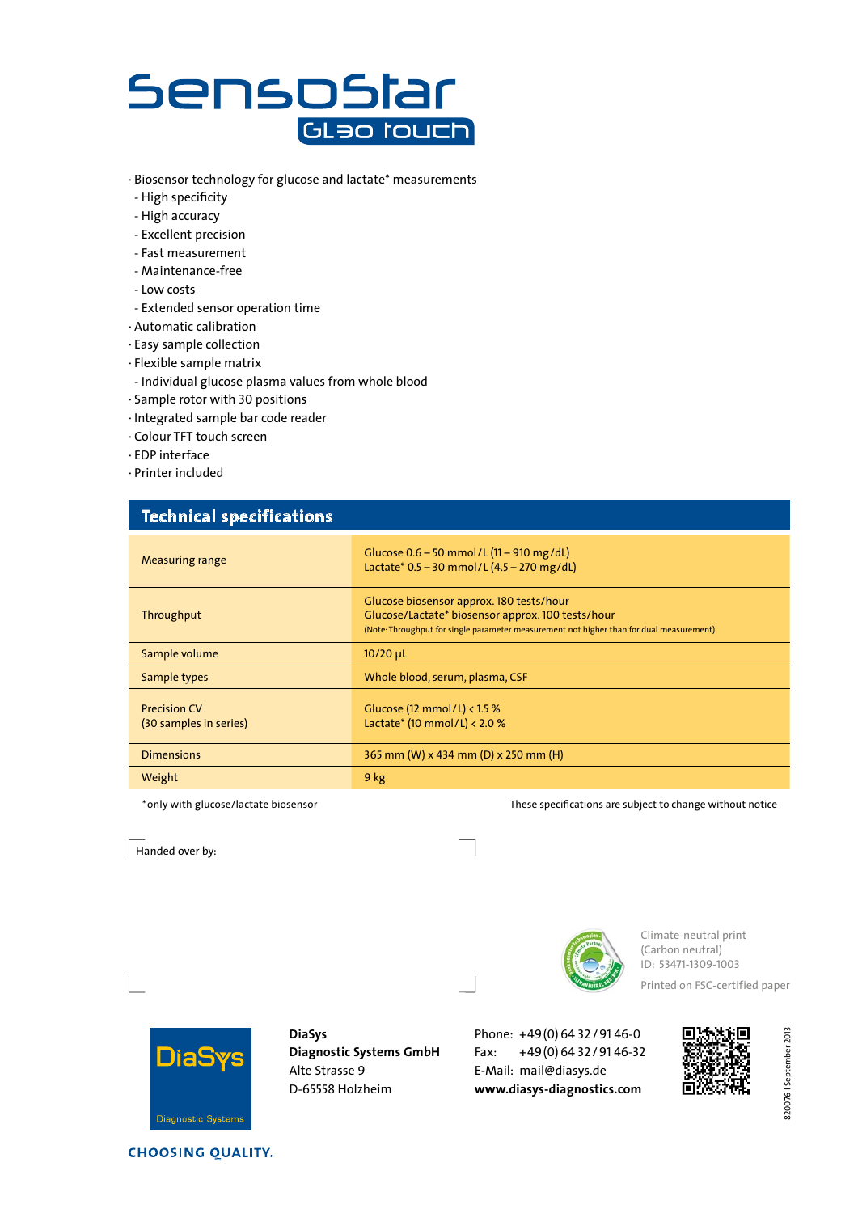# SensoStar

## GL30 touch

- Biosensor technology for glucose and lactate* measurements
  - High specificity
  - High accuracy
  - Excellent precision
  - Fast measurement
  - Maintenance-free
  - Low costs
  - Extended sensor operation time
- Automatic calibration
- Easy sample collection
- Flexible sample matrix
  - Individual glucose plasma values from whole blood
- Sample rotor with 30 positions
- Integrated sample bar code reader
- Colour TFT touch screen
- EDP interface
- Printer included

## Technical specifications

| | |
|---|---|
| Measuring range | Glucose 0.6 – 50 mmol/L (11 – 910 mg/dL)<br>Lactate* 0.5 – 30 mmol/L (4.5 – 270 mg/dL) |
| Throughput | Glucose biosensor approx. 180 tests/hour<br>Glucose/Lactate* biosensor approx. 100 tests/hour<br>(Note: Throughput for single parameter measurement not higher than for dual measurement) |
| Sample volume | 10/20 µL |
| Sample types | Whole blood, serum, plasma, CSF |
| Precision CV<br>(30 samples in series) | Glucose (12 mmol/L) < 1.5 %<br>Lactate* (10 mmol/L) < 2.0 % |
| Dimensions | 365 mm (W) x 434 mm (D) x 250 mm (H) |
| Weight | 9 kg |

*only with glucose/lactate biosensor

These specifications are subject to change without notice

Handed over by:

Climate-neutral print
(Carbon neutral)
ID: 53471-1309-1003

Printed on FSC-certified paper

DiaSys
Diagnostic Systems

**DiaSys**
**Diagnostic Systems GmbH**
Alte Strasse 9
D-65558 Holzheim

Phone: +49 (0) 64 32 / 91 46-0
Fax: +49 (0) 64 32 / 91 46-32
E-Mail: mail@diasys.de
**www.diasys-diagnostics.com**

820076 | September 2013

**CHOOSING QUALITY.**